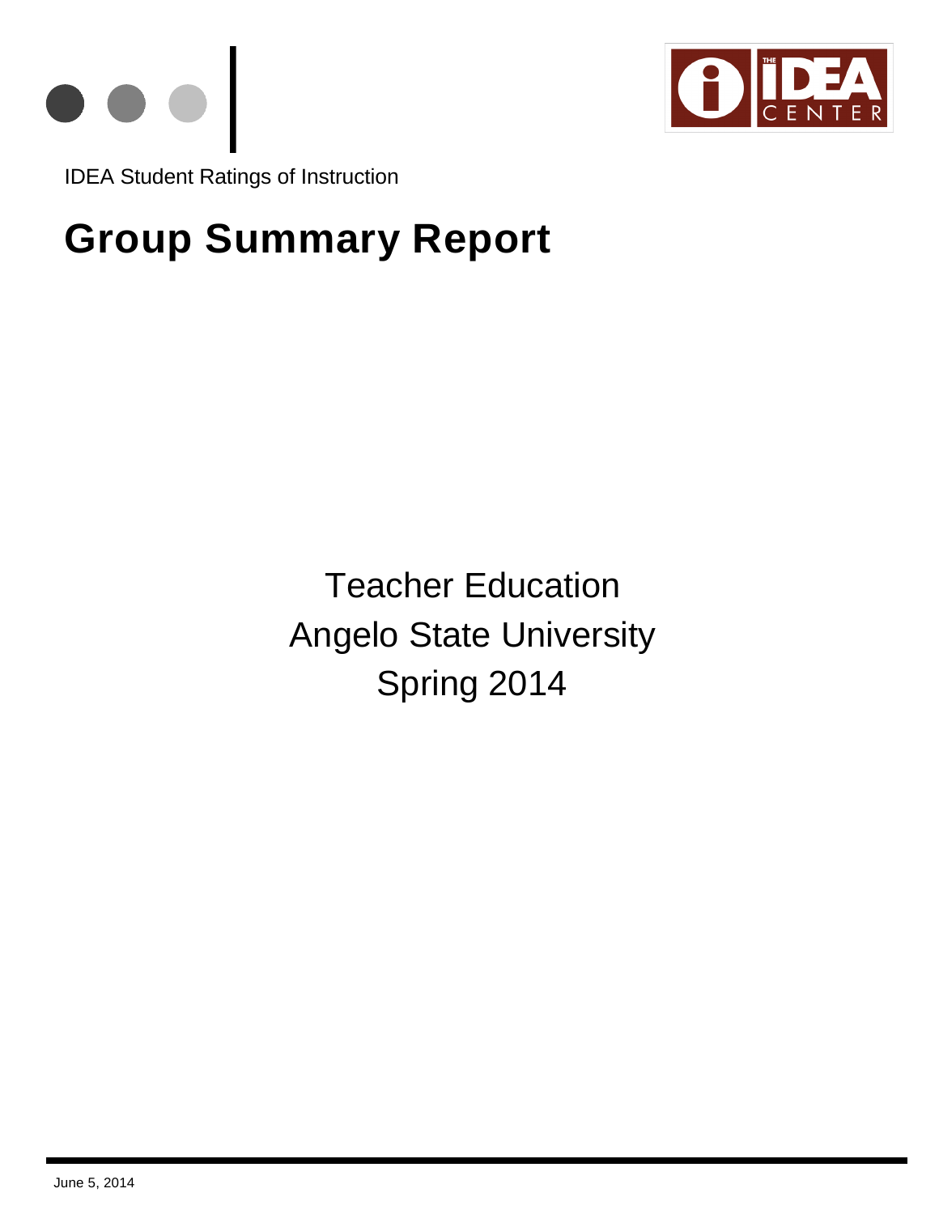IDEA Student Ratings of Instruction

# Group Summary Report

Teacher Education
Angelo State University
Spring 2014

June 5, 2014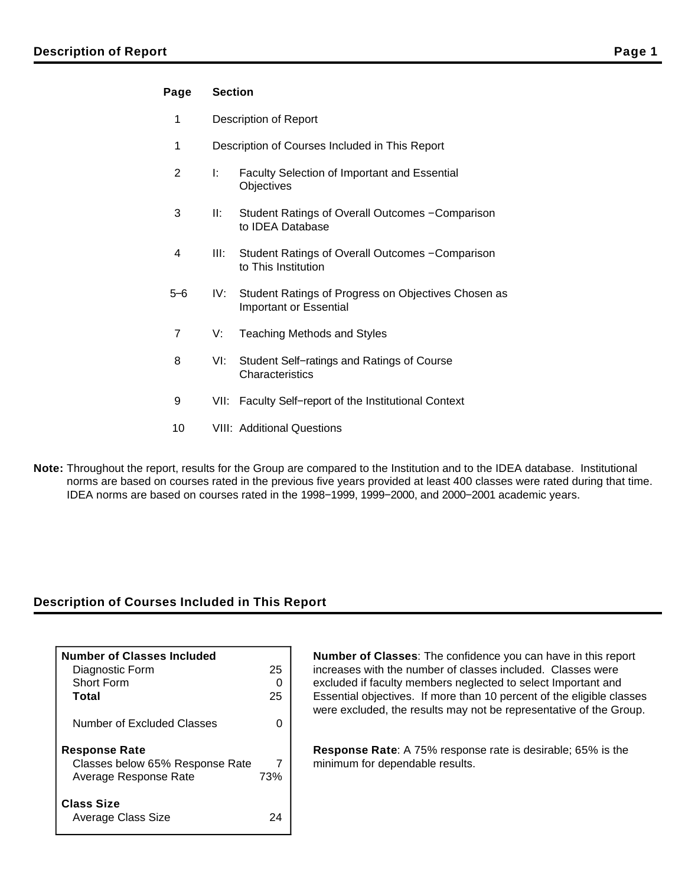## Description of Report

| Page | Section | |
|---|---|---|
| 1 | Description of Report | |
| 1 | Description of Courses Included in This Report | |
| 2 | I: | Faculty Selection of Important and Essential Objectives |
| 3 | II: | Student Ratings of Overall Outcomes −Comparison to IDEA Database |
| 4 | III: | Student Ratings of Overall Outcomes −Comparison to This Institution |
| 5–6 | IV: | Student Ratings of Progress on Objectives Chosen as Important or Essential |
| 7 | V: | Teaching Methods and Styles |
| 8 | VI: | Student Self−ratings and Ratings of Course Characteristics |
| 9 | VII: | Faculty Self−report of the Institutional Context |
| 10 | VIII: | Additional Questions |

**Note:** Throughout the report, results for the Group are compared to the Institution and to the IDEA database. Institutional norms are based on courses rated in the previous five years provided at least 400 classes were rated during that time. IDEA norms are based on courses rated in the 1998−1999, 1999−2000, and 2000−2001 academic years.

## Description of Courses Included in This Report

| **Number of Classes Included** | |
|---|---|
| Diagnostic Form | 25 |
| Short Form | 0 |
| **Total** | 25 |
| Number of Excluded Classes | 0 |
| **Response Rate** | |
| Classes below 65% Response Rate | 7 |
| Average Response Rate | 73% |
| **Class Size** | |
| Average Class Size | 24 |

**Number of Classes**: The confidence you can have in this report increases with the number of classes included. Classes were excluded if faculty members neglected to select Important and Essential objectives. If more than 10 percent of the eligible classes were excluded, the results may not be representative of the Group.

**Response Rate**: A 75% response rate is desirable; 65% is the minimum for dependable results.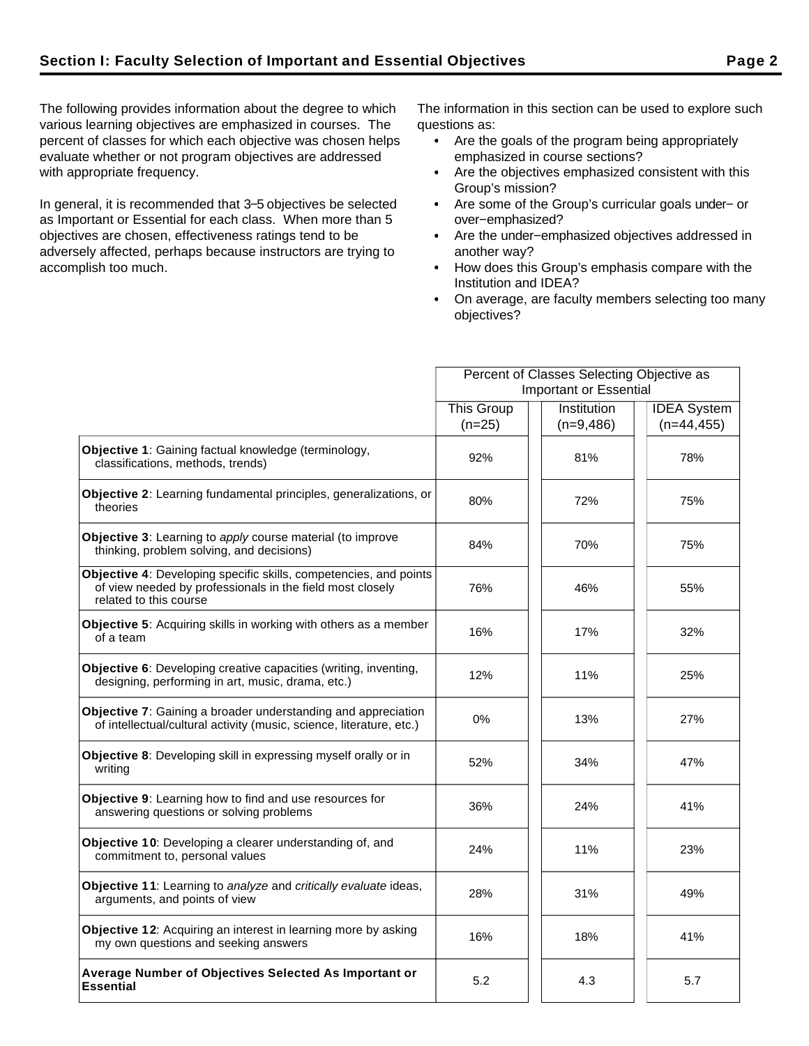## Section I: Faculty Selection of Important and Essential Objectives

The following provides information about the degree to which various learning objectives are emphasized in courses. The percent of classes for which each objective was chosen helps evaluate whether or not program objectives are addressed with appropriate frequency.

In general, it is recommended that 3–5 objectives be selected as Important or Essential for each class. When more than 5 objectives are chosen, effectiveness ratings tend to be adversely affected, perhaps because instructors are trying to accomplish too much.

The information in this section can be used to explore such questions as:

- Are the goals of the program being appropriately emphasized in course sections?
- Are the objectives emphasized consistent with this Group's mission?
- Are some of the Group's curricular goals under− or over−emphasized?
- Are the under−emphasized objectives addressed in another way?
- How does this Group's emphasis compare with the Institution and IDEA?
- On average, are faculty members selecting too many objectives?

| | Percent of Classes Selecting Objective as Important or Essential | | |
|---|---|---|---|
| | This Group (n=25) | Institution (n=9,486) | IDEA System (n=44,455) |
| **Objective 1**: Gaining factual knowledge (terminology, classifications, methods, trends) | 92% | 81% | 78% |
| **Objective 2**: Learning fundamental principles, generalizations, or theories | 80% | 72% | 75% |
| **Objective 3**: Learning to *apply* course material (to improve thinking, problem solving, and decisions) | 84% | 70% | 75% |
| **Objective 4**: Developing specific skills, competencies, and points of view needed by professionals in the field most closely related to this course | 76% | 46% | 55% |
| **Objective 5**: Acquiring skills in working with others as a member of a team | 16% | 17% | 32% |
| **Objective 6**: Developing creative capacities (writing, inventing, designing, performing in art, music, drama, etc.) | 12% | 11% | 25% |
| **Objective 7**: Gaining a broader understanding and appreciation of intellectual/cultural activity (music, science, literature, etc.) | 0% | 13% | 27% |
| **Objective 8**: Developing skill in expressing myself orally or in writing | 52% | 34% | 47% |
| **Objective 9**: Learning how to find and use resources for answering questions or solving problems | 36% | 24% | 41% |
| **Objective 10**: Developing a clearer understanding of, and commitment to, personal values | 24% | 11% | 23% |
| **Objective 11**: Learning to *analyze* and *critically evaluate* ideas, arguments, and points of view | 28% | 31% | 49% |
| **Objective 12**: Acquiring an interest in learning more by asking my own questions and seeking answers | 16% | 18% | 41% |
| **Average Number of Objectives Selected As Important or Essential** | 5.2 | 4.3 | 5.7 |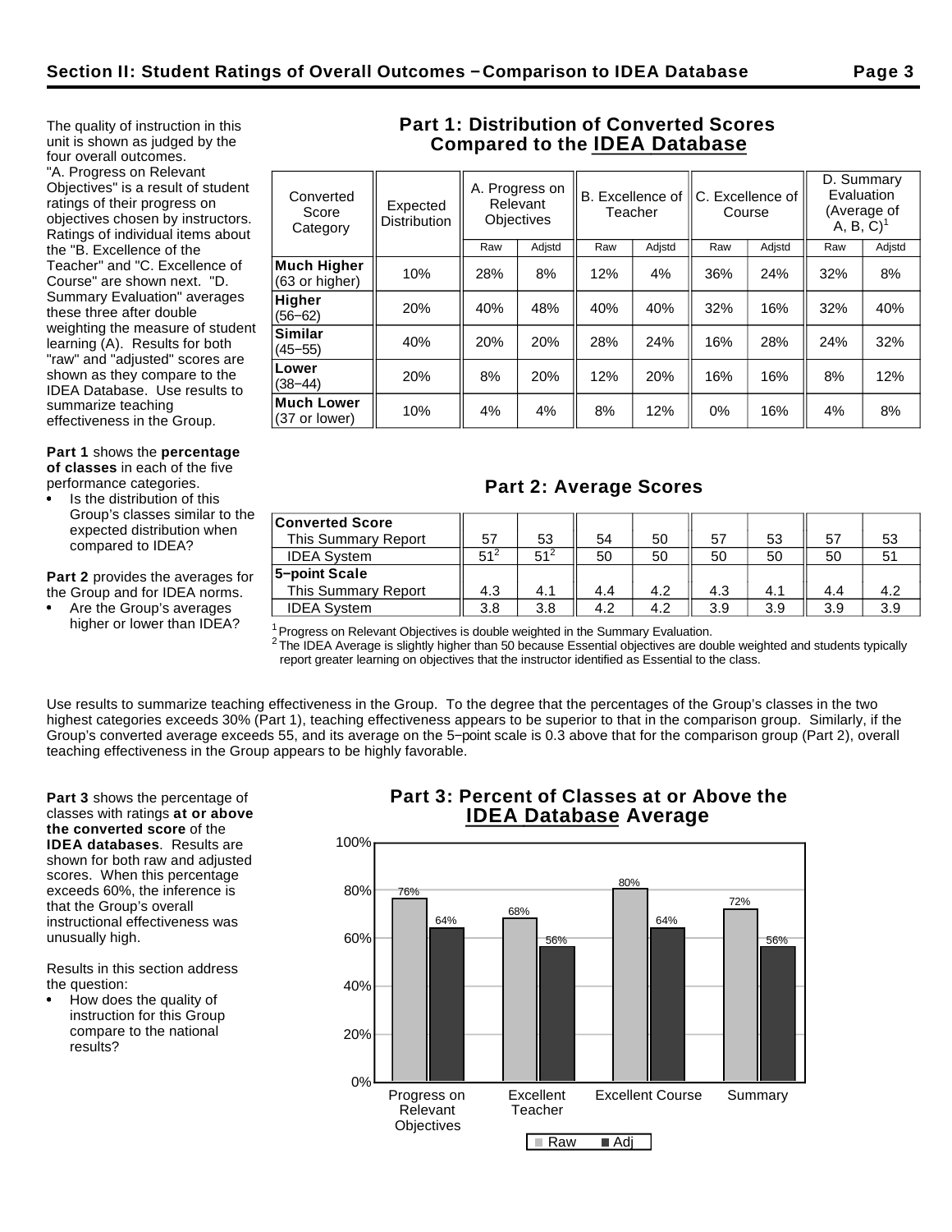## Section II: Student Ratings of Overall Outcomes − Comparison to IDEA Database

The quality of instruction in this unit is shown as judged by the four overall outcomes. "A. Progress on Relevant Objectives" is a result of student ratings of their progress on objectives chosen by instructors. Ratings of individual items about the "B. Excellence of the Teacher" and "C. Excellence of Course" are shown next. "D. Summary Evaluation" averages these three after double weighting the measure of student learning (A). Results for both "raw" and "adjusted" scores are shown as they compare to the IDEA Database. Use results to summarize teaching effectiveness in the Group.

**Part 1** shows the **percentage of classes** in each of the five performance categories.

- Is the distribution of this Group's classes similar to the expected distribution when compared to IDEA?

**Part 2** provides the averages for the Group and for IDEA norms.

- Are the Group's averages higher or lower than IDEA?

### Part 1: Distribution of Converted Scores Compared to the IDEA Database

| Converted Score Category | Expected Distribution | A. Progress on Relevant Objectives | | B. Excellence of Teacher | | C. Excellence of Course | | D. Summary Evaluation (Average of A, B, C)[1] | |
|---|---|---|---|---|---|---|---|---|---|
| | | Raw | Adjstd | Raw | Adjstd | Raw | Adjstd | Raw | Adjstd |
| **Much Higher** (63 or higher) | 10% | 28% | 8% | 12% | 4% | 36% | 24% | 32% | 8% |
| **Higher** (56−62) | 20% | 40% | 48% | 40% | 40% | 32% | 16% | 32% | 40% |
| **Similar** (45−55) | 40% | 20% | 20% | 28% | 24% | 16% | 28% | 24% | 32% |
| **Lower** (38−44) | 20% | 8% | 20% | 12% | 20% | 16% | 16% | 8% | 12% |
| **Much Lower** (37 or lower) | 10% | 4% | 4% | 8% | 12% | 0% | 16% | 4% | 8% |

### Part 2: Average Scores

| | A. Raw | A. Adjstd | B. Raw | B. Adjstd | C. Raw | C. Adjstd | D. Raw | D. Adjstd |
|---|---|---|---|---|---|---|---|---|
| **Converted Score** | | | | | | | | |
| This Summary Report | 57 | 53 | 54 | 50 | 57 | 53 | 57 | 53 |
| IDEA System | 51[2] | 51[2] | 50 | 50 | 50 | 50 | 50 | 51 |
| **5−point Scale** | | | | | | | | |
| This Summary Report | 4.3 | 4.1 | 4.4 | 4.2 | 4.3 | 4.1 | 4.4 | 4.2 |
| IDEA System | 3.8 | 3.8 | 4.2 | 4.2 | 3.9 | 3.9 | 3.9 | 3.9 |

[1] Progress on Relevant Objectives is double weighted in the Summary Evaluation.
[2] The IDEA Average is slightly higher than 50 because Essential objectives are double weighted and students typically report greater learning on objectives that the instructor identified as Essential to the class.

Use results to summarize teaching effectiveness in the Group. To the degree that the percentages of the Group's classes in the two highest categories exceeds 30% (Part 1), teaching effectiveness appears to be superior to that in the comparison group. Similarly, if the Group's converted average exceeds 55, and its average on the 5−point scale is 0.3 above that for the comparison group (Part 2), overall teaching effectiveness in the Group appears to be highly favorable.

**Part 3** shows the percentage of classes with ratings **at or above the converted score** of the **IDEA databases**. Results are shown for both raw and adjusted scores. When this percentage exceeds 60%, the inference is that the Group's overall instructional effectiveness was unusually high.

Results in this section address the question:

- How does the quality of instruction for this Group compare to the national results?

### Part 3: Percent of Classes at or Above the IDEA Database Average

| | Raw | Adj |
|---|---|---|
| Progress on Relevant Objectives | 76% | 64% |
| Excellent Teacher | 68% | 56% |
| Excellent Course | 80% | 64% |
| Summary | 72% | 56% |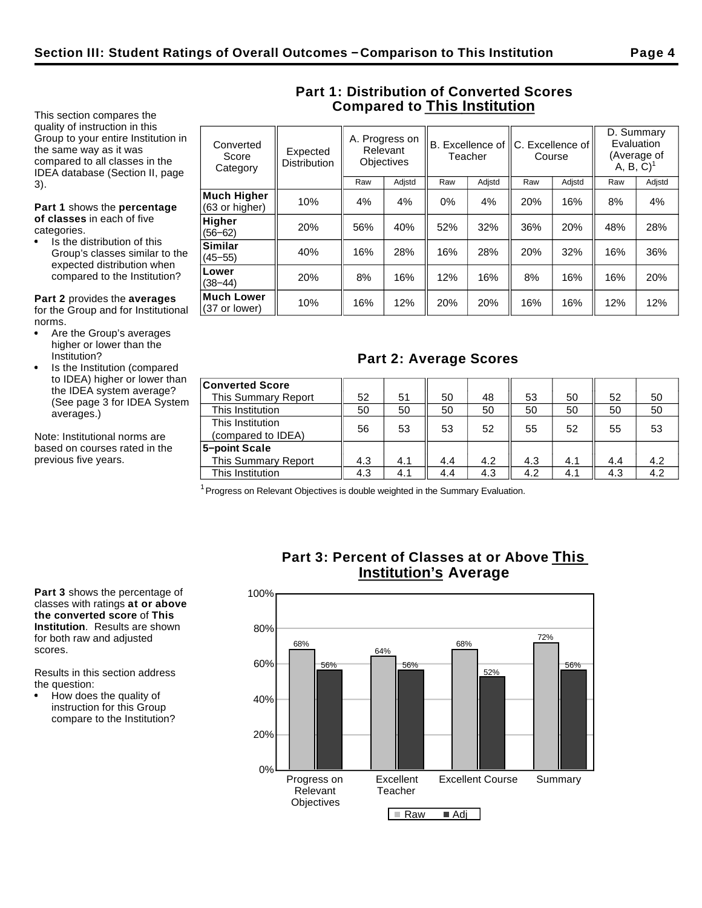## Section III: Student Ratings of Overall Outcomes – Comparison to This Institution

This section compares the quality of instruction in this Group to your entire Institution in the same way as it was compared to all classes in the IDEA database (Section II, page 3).

**Part 1** shows the **percentage of classes** in each of five categories.

- Is the distribution of this Group's classes similar to the expected distribution when compared to the Institution?

**Part 2** provides the **averages** for the Group and for Institutional norms.

- Are the Group's averages higher or lower than the Institution?
- Is the Institution (compared to IDEA) higher or lower than the IDEA system average? (See page 3 for IDEA System averages.)

Note: Institutional norms are based on courses rated in the previous five years.

### Part 1: Distribution of Converted Scores Compared to This Institution

| Converted Score Category | Expected Distribution | A. Progress on Relevant Objectives | | B. Excellence of Teacher | | C. Excellence of Course | | D. Summary Evaluation (Average of A, B, C)[1] | |
|---|---|---|---|---|---|---|---|---|---|
| | | Raw | Adjstd | Raw | Adjstd | Raw | Adjstd | Raw | Adjstd |
| **Much Higher** (63 or higher) | 10% | 4% | 4% | 0% | 4% | 20% | 16% | 8% | 4% |
| **Higher** (56–62) | 20% | 56% | 40% | 52% | 32% | 36% | 20% | 48% | 28% |
| **Similar** (45–55) | 40% | 16% | 28% | 16% | 28% | 20% | 32% | 16% | 36% |
| **Lower** (38–44) | 20% | 8% | 16% | 12% | 16% | 8% | 16% | 16% | 20% |
| **Much Lower** (37 or lower) | 10% | 16% | 12% | 20% | 20% | 16% | 16% | 12% | 12% |

### Part 2: Average Scores

| | A Raw | A Adjstd | B Raw | B Adjstd | C Raw | C Adjstd | D Raw | D Adjstd |
|---|---|---|---|---|---|---|---|---|
| **Converted Score** | | | | | | | | |
| This Summary Report | 52 | 51 | 50 | 48 | 53 | 50 | 52 | 50 |
| This Institution | 50 | 50 | 50 | 50 | 50 | 50 | 50 | 50 |
| This Institution (compared to IDEA) | 56 | 53 | 53 | 52 | 55 | 52 | 55 | 53 |
| **5–point Scale** | | | | | | | | |
| This Summary Report | 4.3 | 4.1 | 4.4 | 4.2 | 4.3 | 4.1 | 4.4 | 4.2 |
| This Institution | 4.3 | 4.1 | 4.4 | 4.3 | 4.2 | 4.1 | 4.3 | 4.2 |

[1] Progress on Relevant Objectives is double weighted in the Summary Evaluation.

**Part 3** shows the percentage of classes with ratings **at or above the converted score** of **This Institution**. Results are shown for both raw and adjusted scores.

Results in this section address the question:

- How does the quality of instruction for this Group compare to the Institution?

### Part 3: Percent of Classes at or Above This Institution's Average

| | Raw | Adj |
|---|---|---|
| Progress on Relevant Objectives | 68% | 56% |
| Excellent Teacher | 64% | 56% |
| Excellent Course | 68% | 52% |
| Summary | 72% | 56% |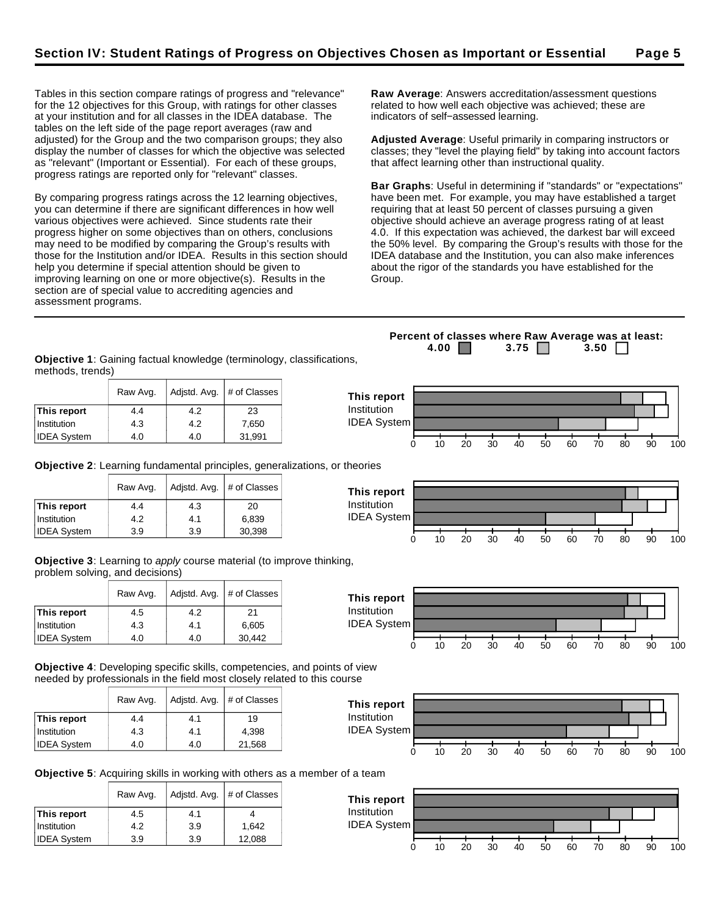## Section IV: Student Ratings of Progress on Objectives Chosen as Important or Essential

Tables in this section compare ratings of progress and "relevance" for the 12 objectives for this Group, with ratings for other classes at your institution and for all classes in the IDEA database. The tables on the left side of the page report averages (raw and adjusted) for the Group and the two comparison groups; they also display the number of classes for which the objective was selected as "relevant" (Important or Essential). For each of these groups, progress ratings are reported only for "relevant" classes.

By comparing progress ratings across the 12 learning objectives, you can determine if there are significant differences in how well various objectives were achieved. Since students rate their progress higher on some objectives than on others, conclusions may need to be modified by comparing the Group's results with those for the Institution and/or IDEA. Results in this section should help you determine if special attention should be given to improving learning on one or more objective(s). Results in the section are of special value to accrediting agencies and assessment programs.

**Raw Average**: Answers accreditation/assessment questions related to how well each objective was achieved; these are indicators of self−assessed learning.

**Adjusted Average**: Useful primarily in comparing instructors or classes; they "level the playing field" by taking into account factors that affect learning other than instructional quality.

**Bar Graphs**: Useful in determining if "standards" or "expectations" have been met. For example, you may have established a target requiring that at least 50 percent of classes pursuing a given objective should achieve an average progress rating of at least 4.0. If this expectation was achieved, the darkest bar will exceed the 50% level. By comparing the Group's results with those for the IDEA database and the Institution, you can also make inferences about the rigor of the standards you have established for the Group.

---

**Percent of classes where Raw Average was at least:** 4.00 (dark) 3.75 (light gray) 3.50 (white)

**Objective 1**: Gaining factual knowledge (terminology, classifications, methods, trends)

| | Raw Avg. | Adjstd. Avg. | # of Classes |
|---|---|---|---|
| **This report** | 4.4 | 4.2 | 23 |
| Institution | 4.3 | 4.2 | 7,650 |
| IDEA System | 4.0 | 4.0 | 31,991 |

**Objective 2**: Learning fundamental principles, generalizations, or theories

| | Raw Avg. | Adjstd. Avg. | # of Classes |
|---|---|---|---|
| **This report** | 4.4 | 4.3 | 20 |
| Institution | 4.2 | 4.1 | 6,839 |
| IDEA System | 3.9 | 3.9 | 30,398 |

**Objective 3**: Learning to *apply* course material (to improve thinking, problem solving, and decisions)

| | Raw Avg. | Adjstd. Avg. | # of Classes |
|---|---|---|---|
| **This report** | 4.5 | 4.2 | 21 |
| Institution | 4.3 | 4.1 | 6,605 |
| IDEA System | 4.0 | 4.0 | 30,442 |

**Objective 4**: Developing specific skills, competencies, and points of view needed by professionals in the field most closely related to this course

| | Raw Avg. | Adjstd. Avg. | # of Classes |
|---|---|---|---|
| **This report** | 4.4 | 4.1 | 19 |
| Institution | 4.3 | 4.1 | 4,398 |
| IDEA System | 4.0 | 4.0 | 21,568 |

**Objective 5**: Acquiring skills in working with others as a member of a team

| | Raw Avg. | Adjstd. Avg. | # of Classes |
|---|---|---|---|
| **This report** | 4.5 | 4.1 | 4 |
| Institution | 4.2 | 3.9 | 1,642 |
| IDEA System | 3.9 | 3.9 | 12,088 |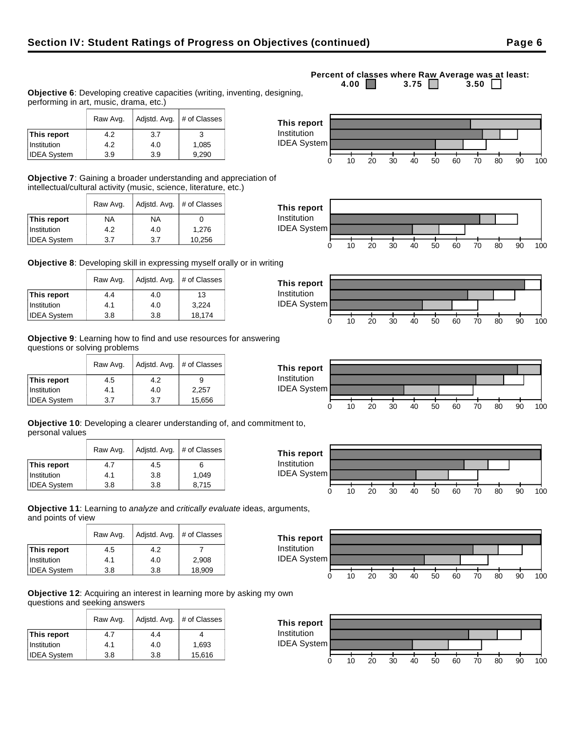## Section IV: Student Ratings of Progress on Objectives (continued)

Percent of classes where Raw Average was at least: 4.00 ■ 3.75 ■ 3.50 □

**Objective 6**: Developing creative capacities (writing, inventing, designing, performing in art, music, drama, etc.)

| | Raw Avg. | Adjstd. Avg. | # of Classes |
|---|---|---|---|
| **This report** | 4.2 | 3.7 | 3 |
| Institution | 4.2 | 4.0 | 1,085 |
| IDEA System | 3.9 | 3.9 | 9,290 |

**Objective 7**: Gaining a broader understanding and appreciation of intellectual/cultural activity (music, science, literature, etc.)

| | Raw Avg. | Adjstd. Avg. | # of Classes |
|---|---|---|---|
| **This report** | NA | NA | 0 |
| Institution | 4.2 | 4.0 | 1,276 |
| IDEA System | 3.7 | 3.7 | 10,256 |

**Objective 8**: Developing skill in expressing myself orally or in writing

| | Raw Avg. | Adjstd. Avg. | # of Classes |
|---|---|---|---|
| **This report** | 4.4 | 4.0 | 13 |
| Institution | 4.1 | 4.0 | 3,224 |
| IDEA System | 3.8 | 3.8 | 18,174 |

**Objective 9**: Learning how to find and use resources for answering questions or solving problems

| | Raw Avg. | Adjstd. Avg. | # of Classes |
|---|---|---|---|
| **This report** | 4.5 | 4.2 | 9 |
| Institution | 4.1 | 4.0 | 2,257 |
| IDEA System | 3.7 | 3.7 | 15,656 |

**Objective 10**: Developing a clearer understanding of, and commitment to, personal values

| | Raw Avg. | Adjstd. Avg. | # of Classes |
|---|---|---|---|
| **This report** | 4.7 | 4.5 | 6 |
| Institution | 4.1 | 3.8 | 1,049 |
| IDEA System | 3.8 | 3.8 | 8,715 |

**Objective 11**: Learning to *analyze* and *critically evaluate* ideas, arguments, and points of view

| | Raw Avg. | Adjstd. Avg. | # of Classes |
|---|---|---|---|
| **This report** | 4.5 | 4.2 | 7 |
| Institution | 4.1 | 4.0 | 2,908 |
| IDEA System | 3.8 | 3.8 | 18,909 |

**Objective 12**: Acquiring an interest in learning more by asking my own questions and seeking answers

| | Raw Avg. | Adjstd. Avg. | # of Classes |
|---|---|---|---|
| **This report** | 4.7 | 4.4 | 4 |
| Institution | 4.1 | 4.0 | 1,693 |
| IDEA System | 3.8 | 3.8 | 15,616 |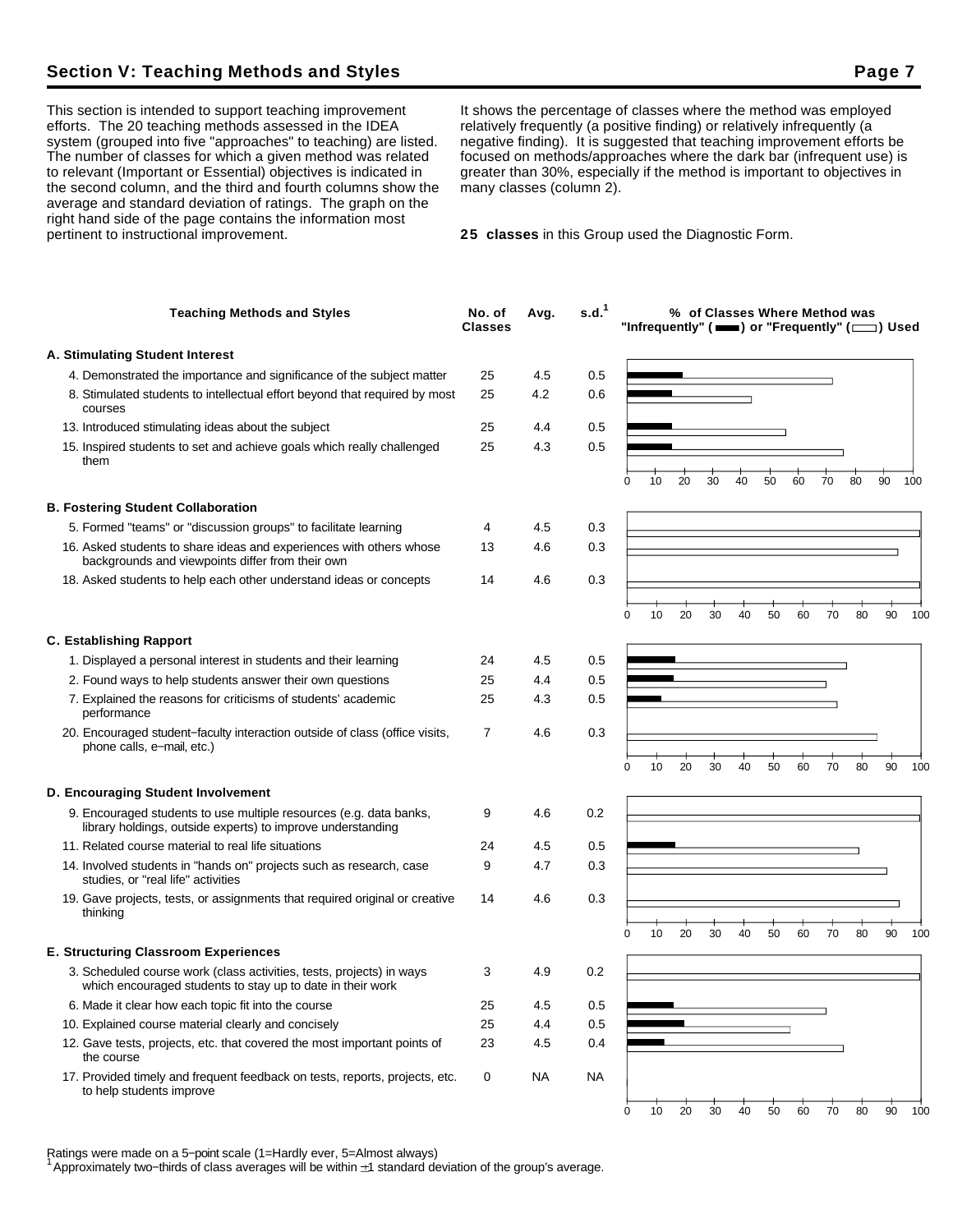## Section V: Teaching Methods and Styles

This section is intended to support teaching improvement efforts. The 20 teaching methods assessed in the IDEA system (grouped into five "approaches" to teaching) are listed. The number of classes for which a given method was related to relevant (Important or Essential) objectives is indicated in the second column, and the third and fourth columns show the average and standard deviation of ratings. The graph on the right hand side of the page contains the information most pertinent to instructional improvement.

It shows the percentage of classes where the method was employed relatively frequently (a positive finding) or relatively infrequently (a negative finding). It is suggested that teaching improvement efforts be focused on methods/approaches where the dark bar (infrequent use) is greater than 30%, especially if the method is important to objectives in many classes (column 2).

**25 classes** in this Group used the Diagnostic Form.

| Teaching Methods and Styles | No. of Classes | Avg. | s.d.[1] |
|---|---|---|---|
| **A. Stimulating Student Interest** | | | |
| 4. Demonstrated the importance and significance of the subject matter | 25 | 4.5 | 0.5 |
| 8. Stimulated students to intellectual effort beyond that required by most courses | 25 | 4.2 | 0.6 |
| 13. Introduced stimulating ideas about the subject | 25 | 4.4 | 0.5 |
| 15. Inspired students to set and achieve goals which really challenged them | 25 | 4.3 | 0.5 |
| **B. Fostering Student Collaboration** | | | |
| 5. Formed "teams" or "discussion groups" to facilitate learning | 4 | 4.5 | 0.3 |
| 16. Asked students to share ideas and experiences with others whose backgrounds and viewpoints differ from their own | 13 | 4.6 | 0.3 |
| 18. Asked students to help each other understand ideas or concepts | 14 | 4.6 | 0.3 |
| **C. Establishing Rapport** | | | |
| 1. Displayed a personal interest in students and their learning | 24 | 4.5 | 0.5 |
| 2. Found ways to help students answer their own questions | 25 | 4.4 | 0.5 |
| 7. Explained the reasons for criticisms of students' academic performance | 25 | 4.3 | 0.5 |
| 20. Encouraged student–faculty interaction outside of class (office visits, phone calls, e–mail, etc.) | 7 | 4.6 | 0.3 |
| **D. Encouraging Student Involvement** | | | |
| 9. Encouraged students to use multiple resources (e.g. data banks, library holdings, outside experts) to improve understanding | 9 | 4.6 | 0.2 |
| 11. Related course material to real life situations | 24 | 4.5 | 0.5 |
| 14. Involved students in "hands on" projects such as research, case studies, or "real life" activities | 9 | 4.7 | 0.3 |
| 19. Gave projects, tests, or assignments that required original or creative thinking | 14 | 4.6 | 0.3 |
| **E. Structuring Classroom Experiences** | | | |
| 3. Scheduled course work (class activities, tests, projects) in ways which encouraged students to stay up to date in their work | 3 | 4.9 | 0.2 |
| 6. Made it clear how each topic fit into the course | 25 | 4.5 | 0.5 |
| 10. Explained course material clearly and concisely | 25 | 4.4 | 0.5 |
| 12. Gave tests, projects, etc. that covered the most important points of the course | 23 | 4.5 | 0.4 |
| 17. Provided timely and frequent feedback on tests, reports, projects, etc. to help students improve | 0 | NA | NA |

% of Classes Where Method was "Infrequently" or "Frequently" Used (graph: 0–100)

Ratings were made on a 5–point scale (1=Hardly ever, 5=Almost always)

[1] Approximately two–thirds of class averages will be within ±1 standard deviation of the group's average.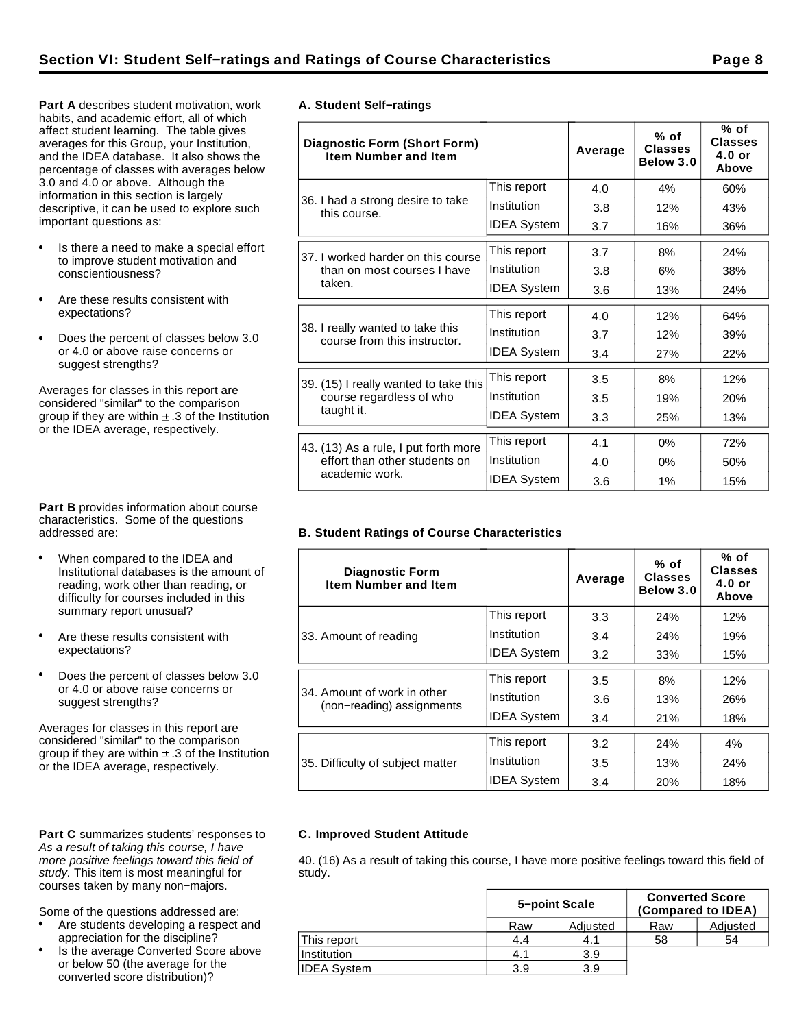# Section VI: Student Self−ratings and Ratings of Course Characteristics

**Part A** describes student motivation, work habits, and academic effort, all of which affect student learning. The table gives averages for this Group, your Institution, and the IDEA database. It also shows the percentage of classes with averages below 3.0 and 4.0 or above. Although the information in this section is largely descriptive, it can be used to explore such important questions as:

- Is there a need to make a special effort to improve student motivation and conscientiousness?
- Are these results consistent with expectations?
- Does the percent of classes below 3.0 or 4.0 or above raise concerns or suggest strengths?

Averages for classes in this report are considered "similar" to the comparison group if they are within ± .3 of the Institution or the IDEA average, respectively.

### A. Student Self−ratings

| Diagnostic Form (Short Form) Item Number and Item | | Average | % of Classes Below 3.0 | % of Classes 4.0 or Above |
|---|---|---|---|---|
| 36. I had a strong desire to take this course. | This report | 4.0 | 4% | 60% |
| | Institution | 3.8 | 12% | 43% |
| | IDEA System | 3.7 | 16% | 36% |
| 37. I worked harder on this course than on most courses I have taken. | This report | 3.7 | 8% | 24% |
| | Institution | 3.8 | 6% | 38% |
| | IDEA System | 3.6 | 13% | 24% |
| 38. I really wanted to take this course from this instructor. | This report | 4.0 | 12% | 64% |
| | Institution | 3.7 | 12% | 39% |
| | IDEA System | 3.4 | 27% | 22% |
| 39. (15) I really wanted to take this course regardless of who taught it. | This report | 3.5 | 8% | 12% |
| | Institution | 3.5 | 19% | 20% |
| | IDEA System | 3.3 | 25% | 13% |
| 43. (13) As a rule, I put forth more effort than other students on academic work. | This report | 4.1 | 0% | 72% |
| | Institution | 4.0 | 0% | 50% |
| | IDEA System | 3.6 | 1% | 15% |

**Part B** provides information about course characteristics. Some of the questions addressed are:

- When compared to the IDEA and Institutional databases is the amount of reading, work other than reading, or difficulty for courses included in this summary report unusual?
- Are these results consistent with expectations?
- Does the percent of classes below 3.0 or 4.0 or above raise concerns or suggest strengths?

Averages for classes in this report are considered "similar" to the comparison group if they are within ± .3 of the Institution or the IDEA average, respectively.

### B. Student Ratings of Course Characteristics

| Diagnostic Form Item Number and Item | | Average | % of Classes Below 3.0 | % of Classes 4.0 or Above |
|---|---|---|---|---|
| 33. Amount of reading | This report | 3.3 | 24% | 12% |
| | Institution | 3.4 | 24% | 19% |
| | IDEA System | 3.2 | 33% | 15% |
| 34. Amount of work in other (non−reading) assignments | This report | 3.5 | 8% | 12% |
| | Institution | 3.6 | 13% | 26% |
| | IDEA System | 3.4 | 21% | 18% |
| 35. Difficulty of subject matter | This report | 3.2 | 24% | 4% |
| | Institution | 3.5 | 13% | 24% |
| | IDEA System | 3.4 | 20% | 18% |

**Part C** summarizes students' responses to *As a result of taking this course, I have more positive feelings toward this field of study.* This item is most meaningful for courses taken by many non−majors.

Some of the questions addressed are:

- Are students developing a respect and appreciation for the discipline?
- Is the average Converted Score above or below 50 (the average for the converted score distribution)?

### C. Improved Student Attitude

40. (16) As a result of taking this course, I have more positive feelings toward this field of study.

| | 5−point Scale | | Converted Score (Compared to IDEA) | |
|---|---|---|---|---|
| | Raw | Adjusted | Raw | Adjusted |
| This report | 4.4 | 4.1 | 58 | 54 |
| Institution | 4.1 | 3.9 | | |
| IDEA System | 3.9 | 3.9 | | |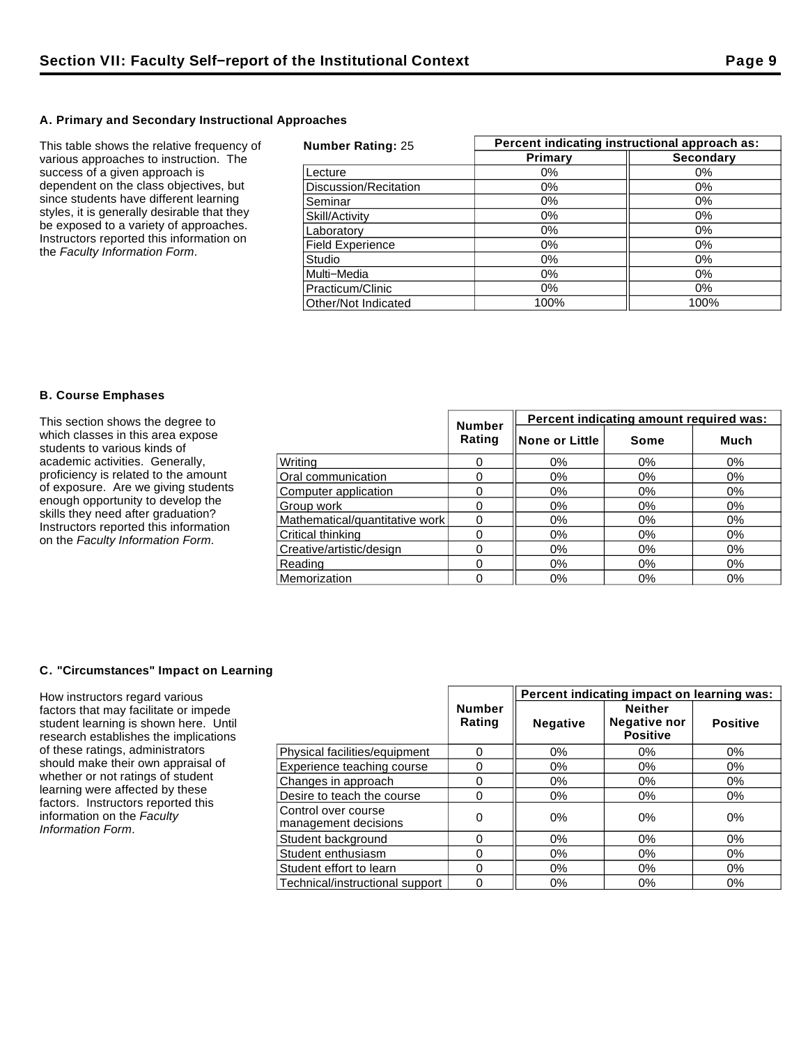## Section VII: Faculty Self–report of the Institutional Context

### A. Primary and Secondary Instructional Approaches

This table shows the relative frequency of various approaches to instruction. The success of a given approach is dependent on the class objectives, but since students have different learning styles, it is generally desirable that they be exposed to a variety of approaches. Instructors reported this information on the *Faculty Information Form*.

| **Number Rating:** 25 | Percent indicating instructional approach as: | |
|---|---|---|
| | **Primary** | **Secondary** |
| Lecture | 0% | 0% |
| Discussion/Recitation | 0% | 0% |
| Seminar | 0% | 0% |
| Skill/Activity | 0% | 0% |
| Laboratory | 0% | 0% |
| Field Experience | 0% | 0% |
| Studio | 0% | 0% |
| Multi–Media | 0% | 0% |
| Practicum/Clinic | 0% | 0% |
| Other/Not Indicated | 100% | 100% |

### B. Course Emphases

This section shows the degree to which classes in this area expose students to various kinds of academic activities. Generally, proficiency is related to the amount of exposure. Are we giving students enough opportunity to develop the skills they need after graduation? Instructors reported this information on the *Faculty Information Form*.

| | Number Rating | Percent indicating amount required was: | | |
|---|---|---|---|---|
| | | **None or Little** | **Some** | **Much** |
| Writing | 0 | 0% | 0% | 0% |
| Oral communication | 0 | 0% | 0% | 0% |
| Computer application | 0 | 0% | 0% | 0% |
| Group work | 0 | 0% | 0% | 0% |
| Mathematical/quantitative work | 0 | 0% | 0% | 0% |
| Critical thinking | 0 | 0% | 0% | 0% |
| Creative/artistic/design | 0 | 0% | 0% | 0% |
| Reading | 0 | 0% | 0% | 0% |
| Memorization | 0 | 0% | 0% | 0% |

### C. "Circumstances" Impact on Learning

How instructors regard various factors that may facilitate or impede student learning is shown here. Until research establishes the implications of these ratings, administrators should make their own appraisal of whether or not ratings of student learning were affected by these factors. Instructors reported this information on the *Faculty Information Form*.

| | Number Rating | Percent indicating impact on learning was: | | |
|---|---|---|---|---|
| | | **Negative** | **Neither Negative nor Positive** | **Positive** |
| Physical facilities/equipment | 0 | 0% | 0% | 0% |
| Experience teaching course | 0 | 0% | 0% | 0% |
| Changes in approach | 0 | 0% | 0% | 0% |
| Desire to teach the course | 0 | 0% | 0% | 0% |
| Control over course management decisions | 0 | 0% | 0% | 0% |
| Student background | 0 | 0% | 0% | 0% |
| Student enthusiasm | 0 | 0% | 0% | 0% |
| Student effort to learn | 0 | 0% | 0% | 0% |
| Technical/instructional support | 0 | 0% | 0% | 0% |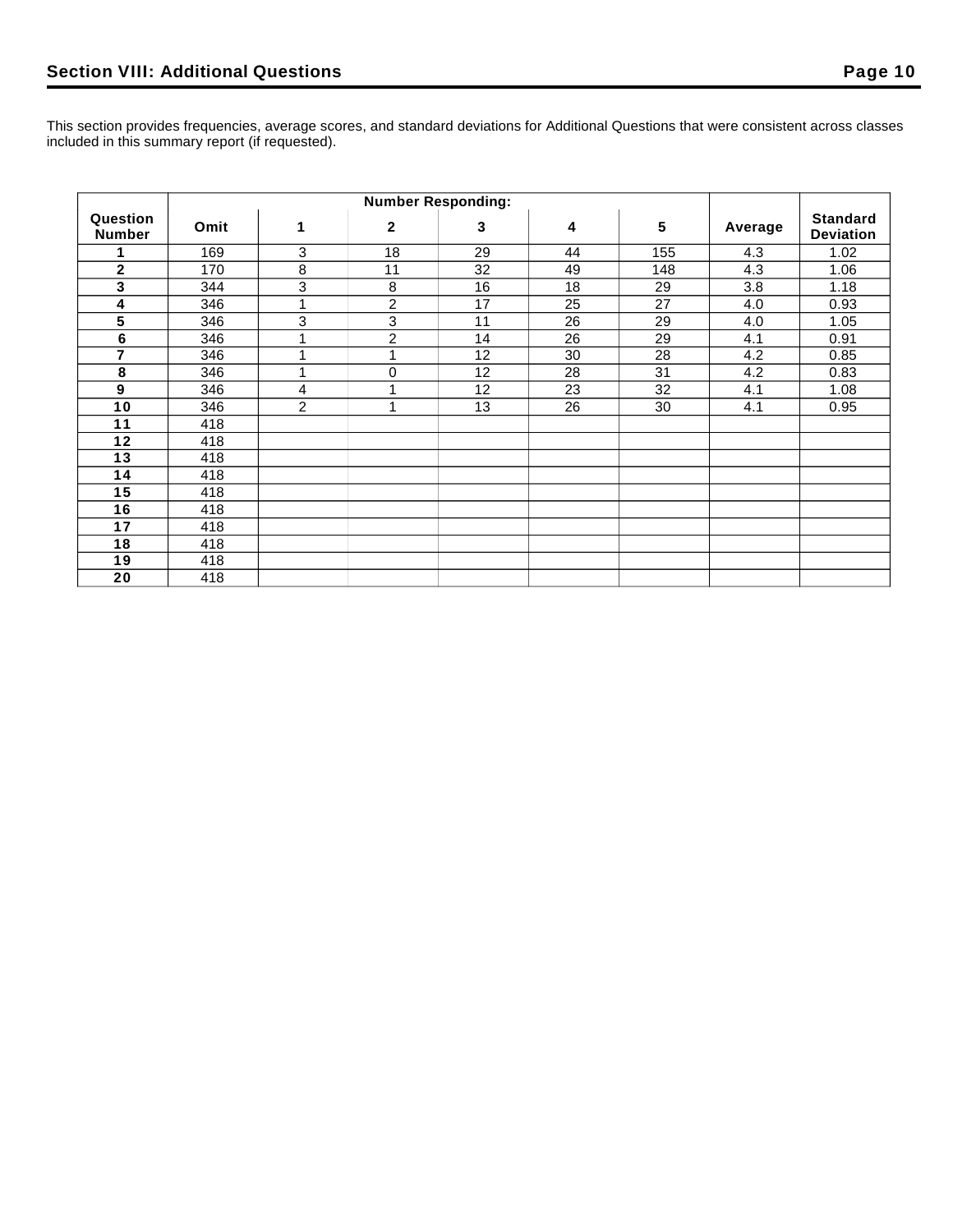## Section VIII: Additional Questions

This section provides frequencies, average scores, and standard deviations for Additional Questions that were consistent across classes included in this summary report (if requested).

| Question Number | Number Responding: | | | | | | Average | Standard Deviation |
|---|---|---|---|---|---|---|---|---|
| | Omit | 1 | 2 | 3 | 4 | 5 | | |
| 1 | 169 | 3 | 18 | 29 | 44 | 155 | 4.3 | 1.02 |
| 2 | 170 | 8 | 11 | 32 | 49 | 148 | 4.3 | 1.06 |
| 3 | 344 | 3 | 8 | 16 | 18 | 29 | 3.8 | 1.18 |
| 4 | 346 | 1 | 2 | 17 | 25 | 27 | 4.0 | 0.93 |
| 5 | 346 | 3 | 3 | 11 | 26 | 29 | 4.0 | 1.05 |
| 6 | 346 | 1 | 2 | 14 | 26 | 29 | 4.1 | 0.91 |
| 7 | 346 | 1 | 1 | 12 | 30 | 28 | 4.2 | 0.85 |
| 8 | 346 | 1 | 0 | 12 | 28 | 31 | 4.2 | 0.83 |
| 9 | 346 | 4 | 1 | 12 | 23 | 32 | 4.1 | 1.08 |
| 10 | 346 | 2 | 1 | 13 | 26 | 30 | 4.1 | 0.95 |
| 11 | 418 | | | | | | | |
| 12 | 418 | | | | | | | |
| 13 | 418 | | | | | | | |
| 14 | 418 | | | | | | | |
| 15 | 418 | | | | | | | |
| 16 | 418 | | | | | | | |
| 17 | 418 | | | | | | | |
| 18 | 418 | | | | | | | |
| 19 | 418 | | | | | | | |
| 20 | 418 | | | | | | | |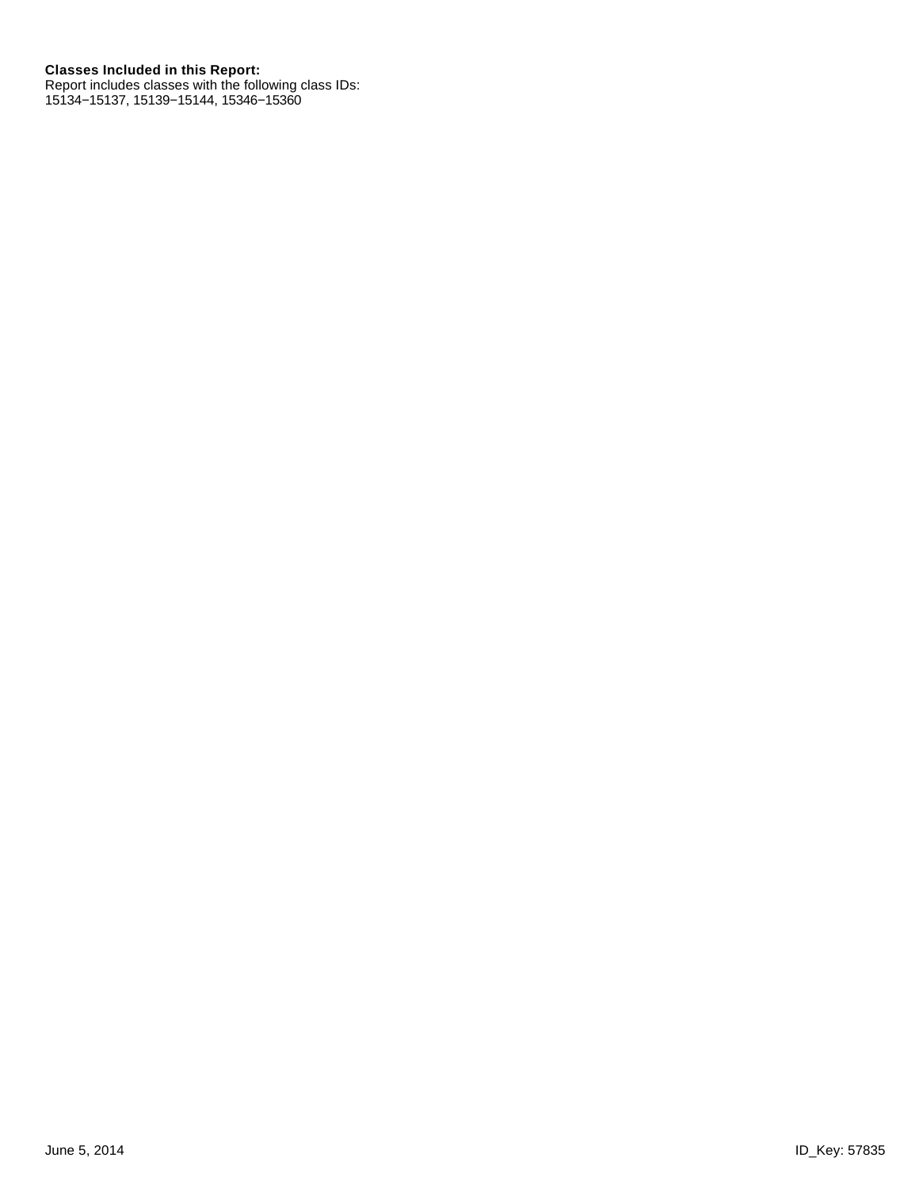**Classes Included in this Report:**
Report includes classes with the following class IDs:
15134−15137, 15139−15144, 15346−15360